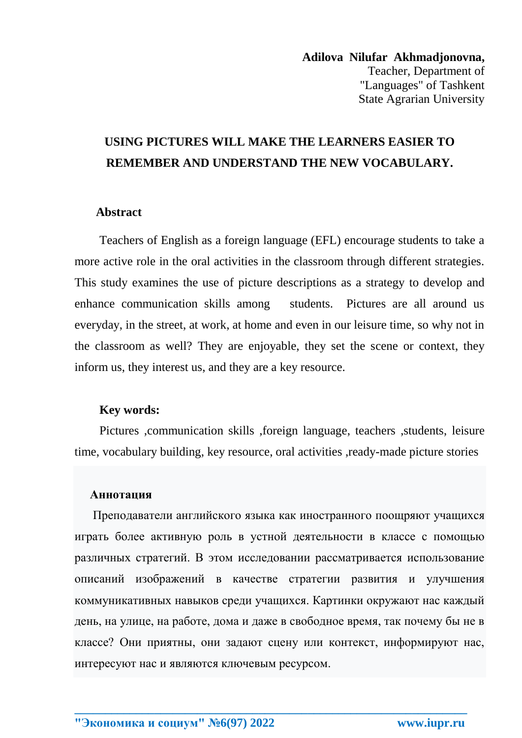**Adilova Nilufar Akhmadjonovna,**
Teacher, Department of
"Languages" of Tashkent
State Agrarian University

# USING PICTURES WILL MAKE THE LEARNERS EASIER TO REMEMBER AND UNDERSTAND THE NEW VOCABULARY.

**Abstract**

Teachers of English as a foreign language (EFL) encourage students to take a more active role in the oral activities in the classroom through different strategies. This study examines the use of picture descriptions as a strategy to develop and enhance communication skills among students. Pictures are all around us everyday, in the street, at work, at home and even in our leisure time, so why not in the classroom as well? They are enjoyable, they set the scene or context, they inform us, they interest us, and they are a key resource.

**Key words:**

Pictures ,communication skills ,foreign language, teachers ,students, leisure time, vocabulary building, key resource, oral activities ,ready-made picture stories

**Аннотация**

Преподаватели английского языка как иностранного поощряют учащихся играть более активную роль в устной деятельности в классе с помощью различных стратегий. В этом исследовании рассматривается использование описаний изображений в качестве стратегии развития и улучшения коммуникативных навыков среди учащихся. Картинки окружают нас каждый день, на улице, на работе, дома и даже в свободное время, так почему бы не в классе? Они приятны, они задают сцену или контекст, информируют нас, интересуют нас и являются ключевым ресурсом.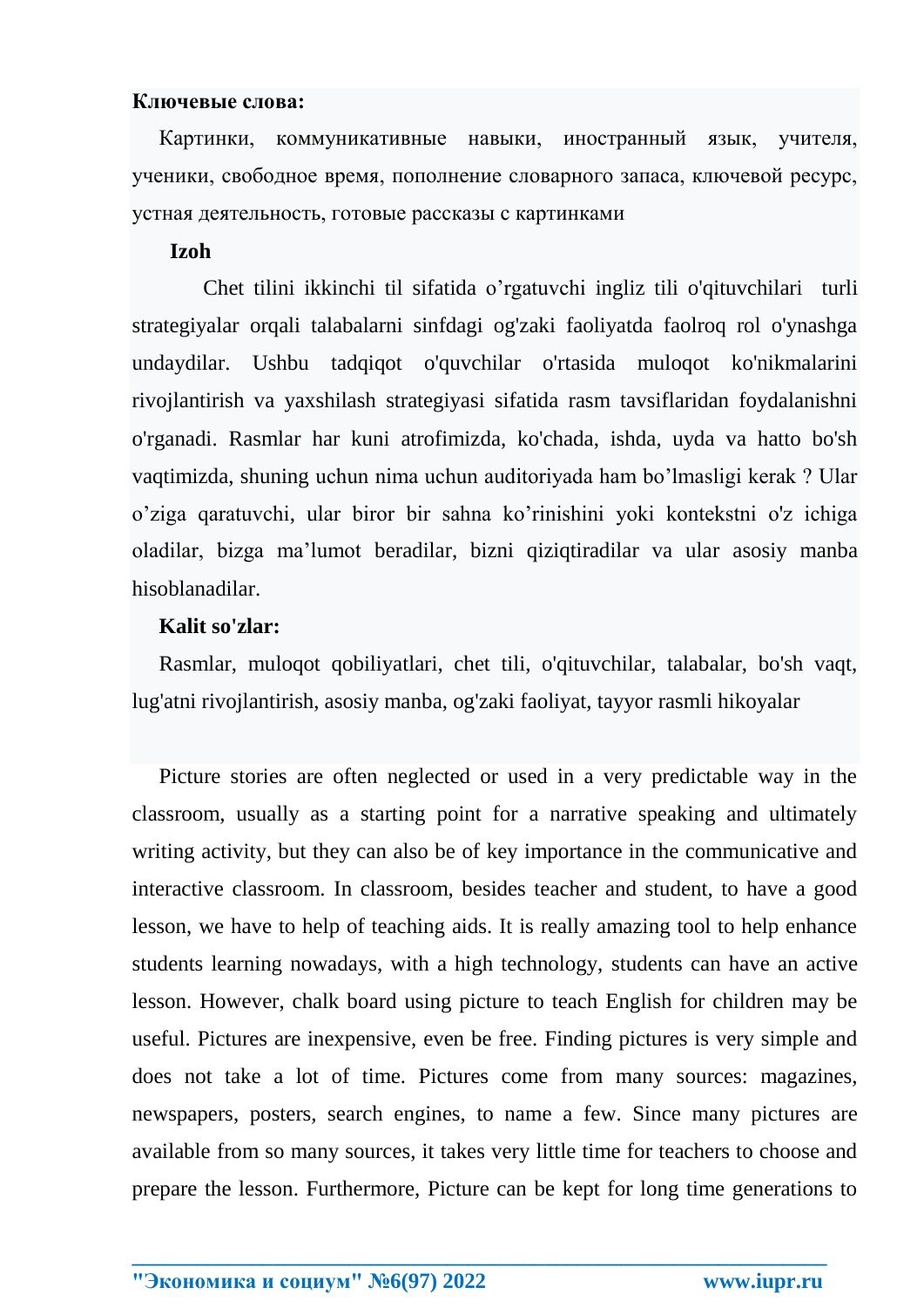**Ключевые слова:**

Картинки, коммуникативные навыки, иностранный язык, учителя, ученики, свободное время, пополнение словарного запаса, ключевой ресурс, устная деятельность, готовые рассказы с картинками

**Izoh**

Chet tilini ikkinchi til sifatida o'rgatuvchi ingliz tili o'qituvchilari turli strategiyalar orqali talabalarni sinfdagi og'zaki faoliyatda faolroq rol o'ynashga undaydilar. Ushbu tadqiqot o'quvchilar o'rtasida muloqot ko'nikmalarini rivojlantirish va yaxshilash strategiyasi sifatida rasm tavsiflaridan foydalanishni o'rganadi. Rasmlar har kuni atrofimizda, ko'chada, ishda, uyda va hatto bo'sh vaqtimizda, shuning uchun nima uchun auditoriyada ham bo'lmasligi kerak ? Ular o'ziga qaratuvchi, ular biror bir sahna ko'rinishini yoki kontekstni o'z ichiga oladilar, bizga ma'lumot beradilar, bizni qiziqtiradilar va ular asosiy manba hisoblanadilar.

**Kalit so'zlar:**

Rasmlar, muloqot qobiliyatlari, chet tili, o'qituvchilar, talabalar, bo'sh vaqt, lug'atni rivojlantirish, asosiy manba, og'zaki faoliyat, tayyor rasmli hikoyalar

Picture stories are often neglected or used in a very predictable way in the classroom, usually as a starting point for a narrative speaking and ultimately writing activity, but they can also be of key importance in the communicative and interactive classroom. In classroom, besides teacher and student, to have a good lesson, we have to help of teaching aids. It is really amazing tool to help enhance students learning nowadays, with a high technology, students can have an active lesson. However, chalk board using picture to teach English for children may be useful. Pictures are inexpensive, even be free. Finding pictures is very simple and does not take a lot of time. Pictures come from many sources: magazines, newspapers, posters, search engines, to name a few. Since many pictures are available from so many sources, it takes very little time for teachers to choose and prepare the lesson. Furthermore, Picture can be kept for long time generations to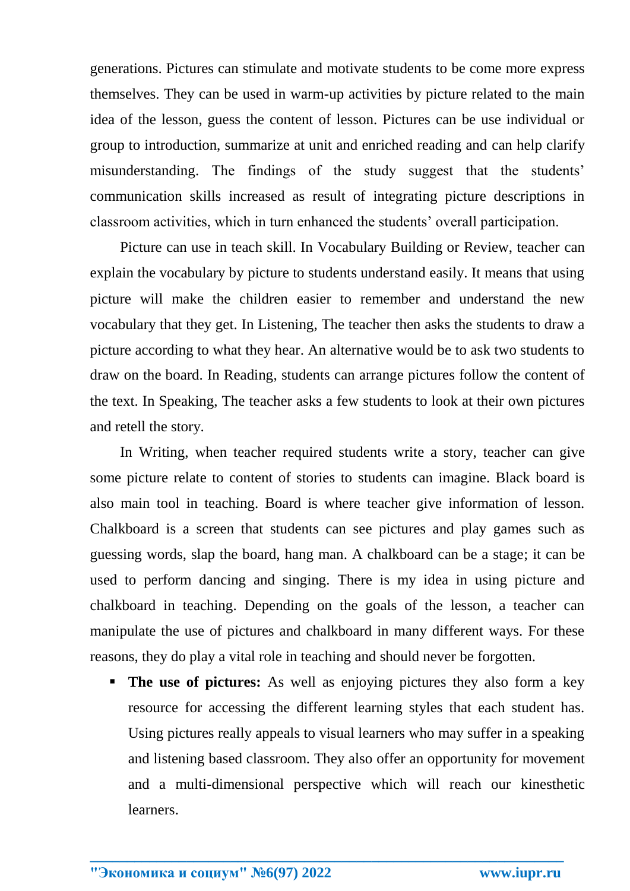generations. Pictures can stimulate and motivate students to be come more express themselves. They can be used in warm-up activities by picture related to the main idea of the lesson, guess the content of lesson. Pictures can be use individual or group to introduction, summarize at unit and enriched reading and can help clarify misunderstanding. The findings of the study suggest that the students' communication skills increased as result of integrating picture descriptions in classroom activities, which in turn enhanced the students' overall participation.

Picture can use in teach skill. In Vocabulary Building or Review, teacher can explain the vocabulary by picture to students understand easily. It means that using picture will make the children easier to remember and understand the new vocabulary that they get. In Listening, The teacher then asks the students to draw a picture according to what they hear. An alternative would be to ask two students to draw on the board. In Reading, students can arrange pictures follow the content of the text. In Speaking, The teacher asks a few students to look at their own pictures and retell the story.

In Writing, when teacher required students write a story, teacher can give some picture relate to content of stories to students can imagine. Black board is also main tool in teaching. Board is where teacher give information of lesson. Chalkboard is a screen that students can see pictures and play games such as guessing words, slap the board, hang man. A chalkboard can be a stage; it can be used to perform dancing and singing. There is my idea in using picture and chalkboard in teaching. Depending on the goals of the lesson, a teacher can manipulate the use of pictures and chalkboard in many different ways. For these reasons, they do play a vital role in teaching and should never be forgotten.

- **The use of pictures:** As well as enjoying pictures they also form a key resource for accessing the different learning styles that each student has. Using pictures really appeals to visual learners who may suffer in a speaking and listening based classroom. They also offer an opportunity for movement and a multi-dimensional perspective which will reach our kinesthetic learners.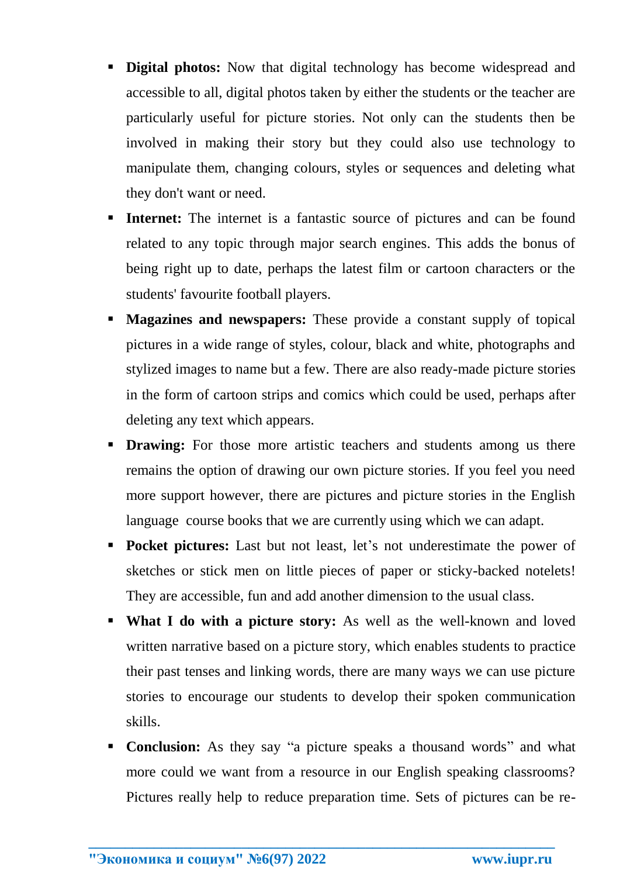- **Digital photos:** Now that digital technology has become widespread and accessible to all, digital photos taken by either the students or the teacher are particularly useful for picture stories. Not only can the students then be involved in making their story but they could also use technology to manipulate them, changing colours, styles or sequences and deleting what they don't want or need.
- **Internet:** The internet is a fantastic source of pictures and can be found related to any topic through major search engines. This adds the bonus of being right up to date, perhaps the latest film or cartoon characters or the students' favourite football players.
- **Magazines and newspapers:** These provide a constant supply of topical pictures in a wide range of styles, colour, black and white, photographs and stylized images to name but a few. There are also ready-made picture stories in the form of cartoon strips and comics which could be used, perhaps after deleting any text which appears.
- **Drawing:** For those more artistic teachers and students among us there remains the option of drawing our own picture stories. If you feel you need more support however, there are pictures and picture stories in the English language course books that we are currently using which we can adapt.
- **Pocket pictures:** Last but not least, let's not underestimate the power of sketches or stick men on little pieces of paper or sticky-backed notelets! They are accessible, fun and add another dimension to the usual class.
- **What I do with a picture story:** As well as the well-known and loved written narrative based on a picture story, which enables students to practice their past tenses and linking words, there are many ways we can use picture stories to encourage our students to develop their spoken communication skills.
- **Conclusion:** As they say "a picture speaks a thousand words" and what more could we want from a resource in our English speaking classrooms? Pictures really help to reduce preparation time. Sets of pictures can be re-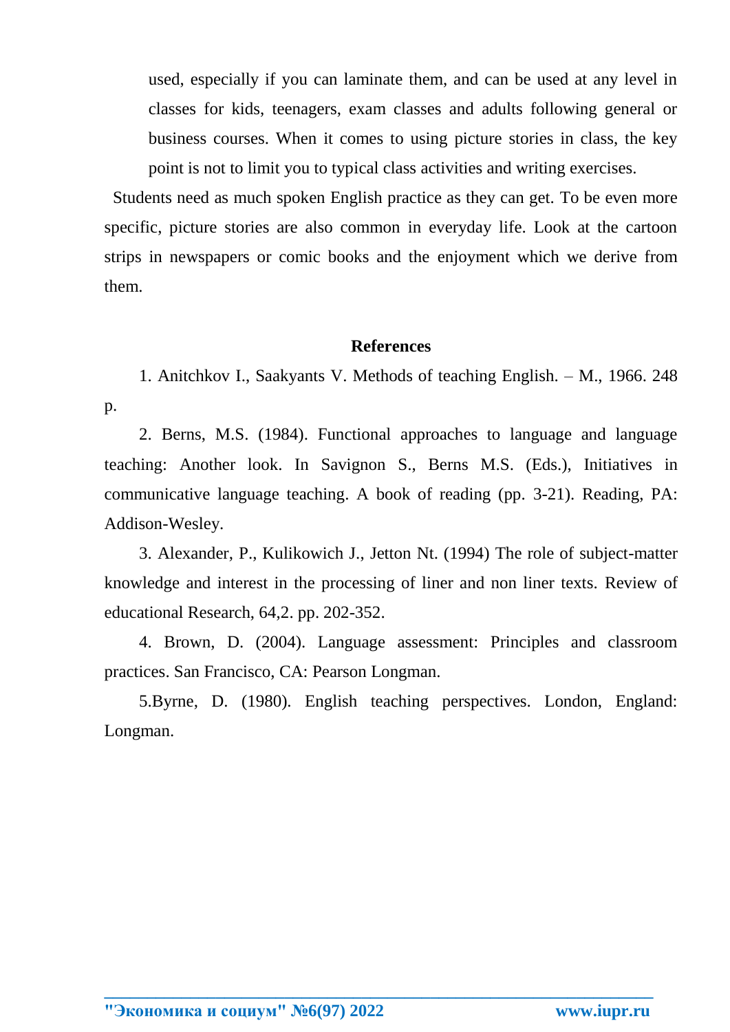used, especially if you can laminate them, and can be used at any level in classes for kids, teenagers, exam classes and adults following general or business courses. When it comes to using picture stories in class, the key point is not to limit you to typical class activities and writing exercises.

Students need as much spoken English practice as they can get. To be even more specific, picture stories are also common in everyday life. Look at the cartoon strips in newspapers or comic books and the enjoyment which we derive from them.

**References**

1. Anitchkov I., Saakyants V. Methods of teaching English. – M., 1966. 248 p.

2. Berns, M.S. (1984). Functional approaches to language and language teaching: Another look. In Savignon S., Berns M.S. (Eds.), Initiatives in communicative language teaching. A book of reading (pp. 3-21). Reading, PA: Addison-Wesley.

3. Alexander, P., Kulikowich J., Jetton Nt. (1994) The role of subject-matter knowledge and interest in the processing of liner and non liner texts. Review of educational Research, 64,2. pp. 202-352.

4. Brown, D. (2004). Language assessment: Principles and classroom practices. San Francisco, CA: Pearson Longman.

5.Byrne, D. (1980). English teaching perspectives. London, England: Longman.